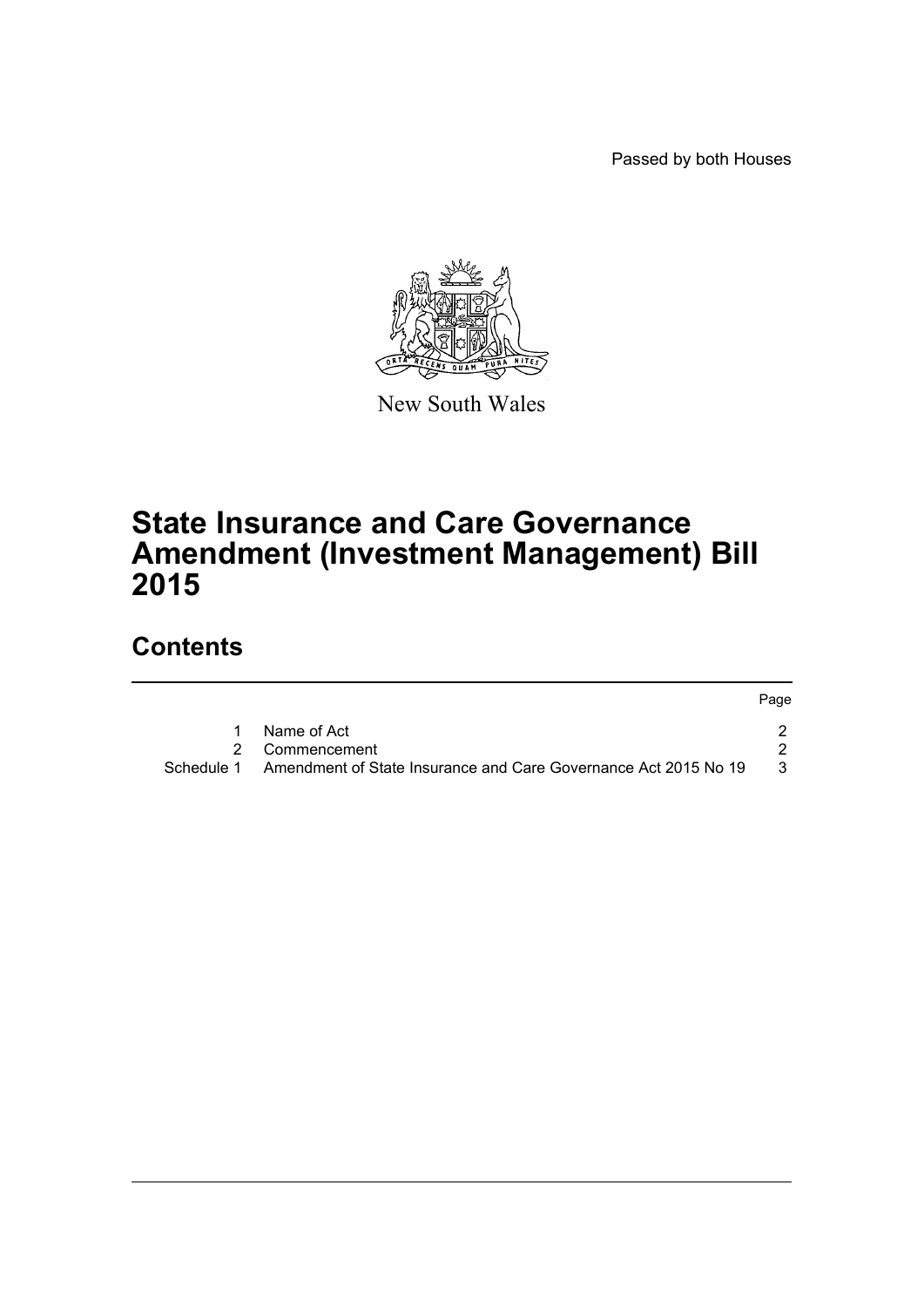Passed by both Houses

New South Wales

# State Insurance and Care Governance Amendment (Investment Management) Bill 2015

## Contents

| | | Page |
|---|---|---|
| 1 | Name of Act | 2 |
| 2 | Commencement | 2 |
| Schedule 1 | Amendment of State Insurance and Care Governance Act 2015 No 19 | 3 |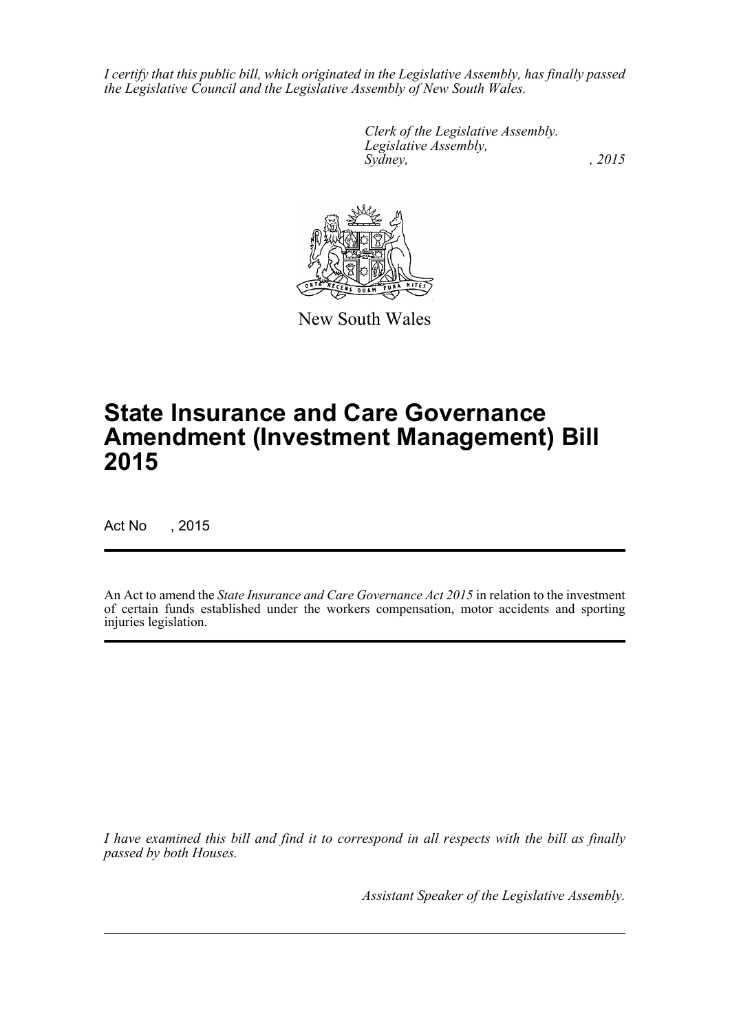*I certify that this public bill, which originated in the Legislative Assembly, has finally passed the Legislative Council and the Legislative Assembly of New South Wales.*

*Clerk of the Legislative Assembly.*
*Legislative Assembly,*
*Sydney, , 2015*

New South Wales

# State Insurance and Care Governance Amendment (Investment Management) Bill 2015

Act No , 2015

An Act to amend the *State Insurance and Care Governance Act 2015* in relation to the investment of certain funds established under the workers compensation, motor accidents and sporting injuries legislation.

*I have examined this bill and find it to correspond in all respects with the bill as finally passed by both Houses.*

*Assistant Speaker of the Legislative Assembly.*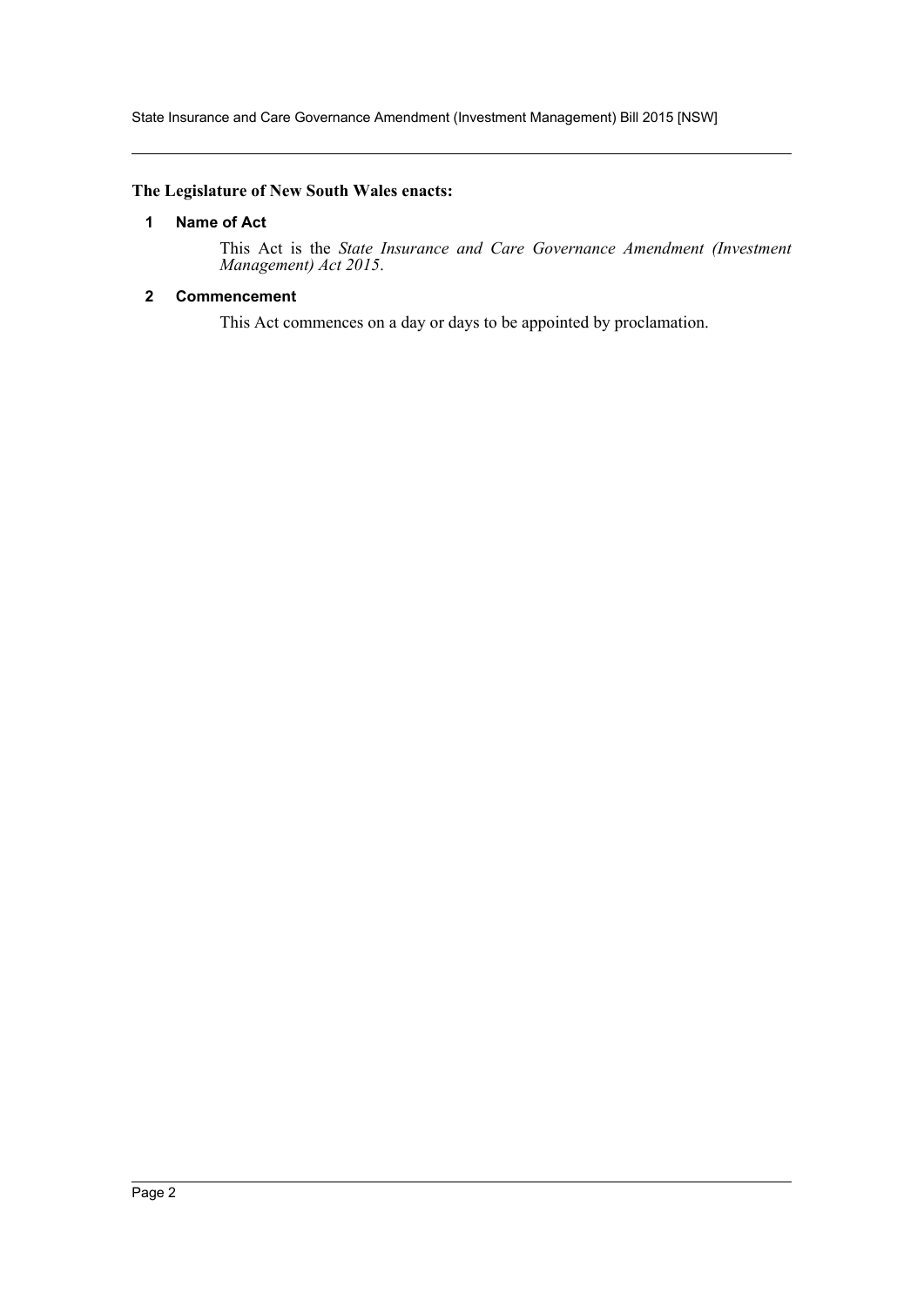**The Legislature of New South Wales enacts:**

#### 1 Name of Act

This Act is the *State Insurance and Care Governance Amendment (Investment Management) Act 2015*.

#### 2 Commencement

This Act commences on a day or days to be appointed by proclamation.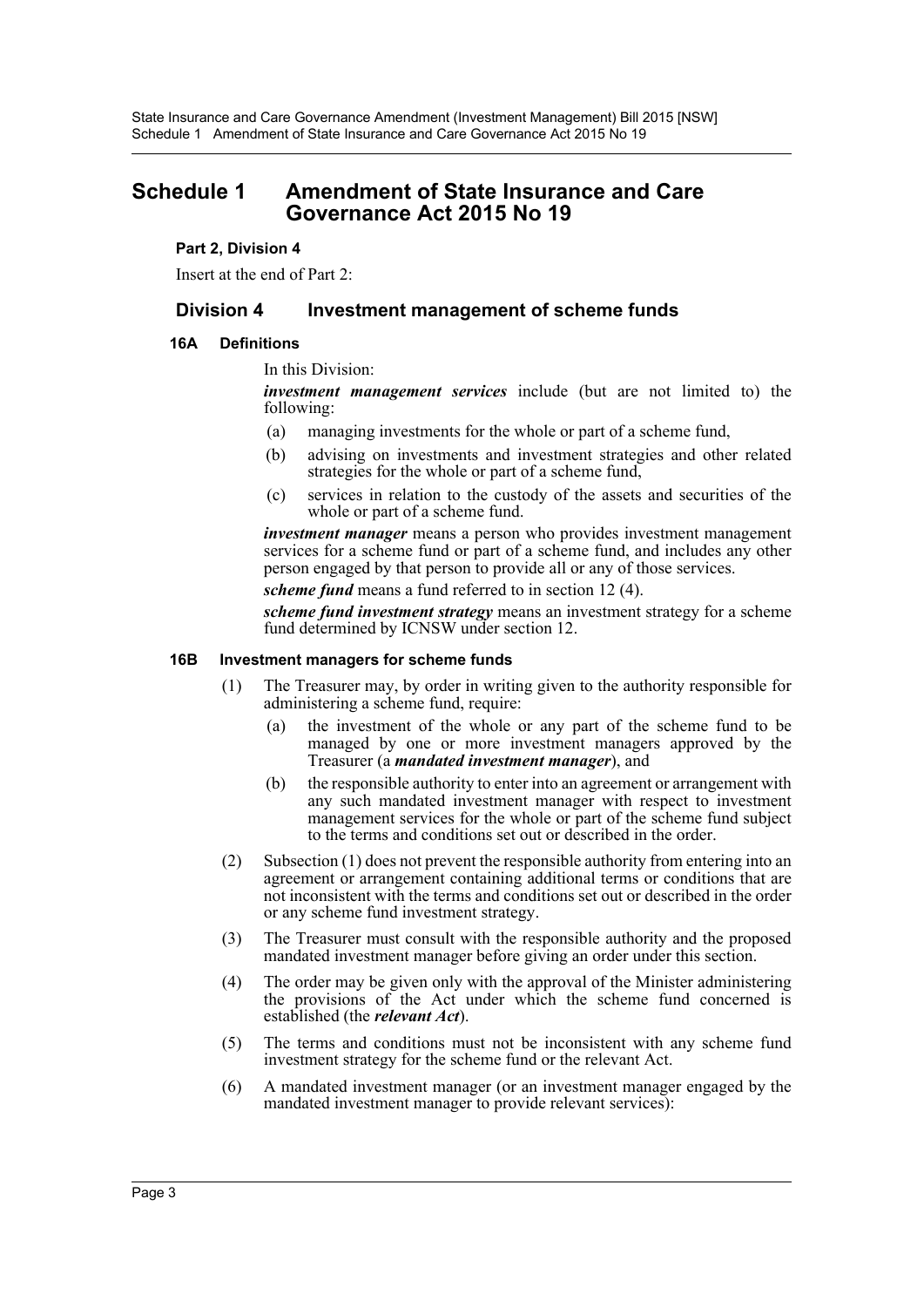# Schedule 1 Amendment of State Insurance and Care Governance Act 2015 No 19

**Part 2, Division 4**

Insert at the end of Part 2:

## Division 4 Investment management of scheme funds

### 16A Definitions

In this Division:

***investment management services*** include (but are not limited to) the following:

- (a) managing investments for the whole or part of a scheme fund,
- (b) advising on investments and investment strategies and other related strategies for the whole or part of a scheme fund,
- (c) services in relation to the custody of the assets and securities of the whole or part of a scheme fund.

***investment manager*** means a person who provides investment management services for a scheme fund or part of a scheme fund, and includes any other person engaged by that person to provide all or any of those services.

***scheme fund*** means a fund referred to in section 12 (4).

***scheme fund investment strategy*** means an investment strategy for a scheme fund determined by ICNSW under section 12.

### 16B Investment managers for scheme funds

(1) The Treasurer may, by order in writing given to the authority responsible for administering a scheme fund, require:

- (a) the investment of the whole or any part of the scheme fund to be managed by one or more investment managers approved by the Treasurer (a ***mandated investment manager***), and
- (b) the responsible authority to enter into an agreement or arrangement with any such mandated investment manager with respect to investment management services for the whole or part of the scheme fund subject to the terms and conditions set out or described in the order.

(2) Subsection (1) does not prevent the responsible authority from entering into an agreement or arrangement containing additional terms or conditions that are not inconsistent with the terms and conditions set out or described in the order or any scheme fund investment strategy.

(3) The Treasurer must consult with the responsible authority and the proposed mandated investment manager before giving an order under this section.

(4) The order may be given only with the approval of the Minister administering the provisions of the Act under which the scheme fund concerned is established (the ***relevant Act***).

(5) The terms and conditions must not be inconsistent with any scheme fund investment strategy for the scheme fund or the relevant Act.

(6) A mandated investment manager (or an investment manager engaged by the mandated investment manager to provide relevant services):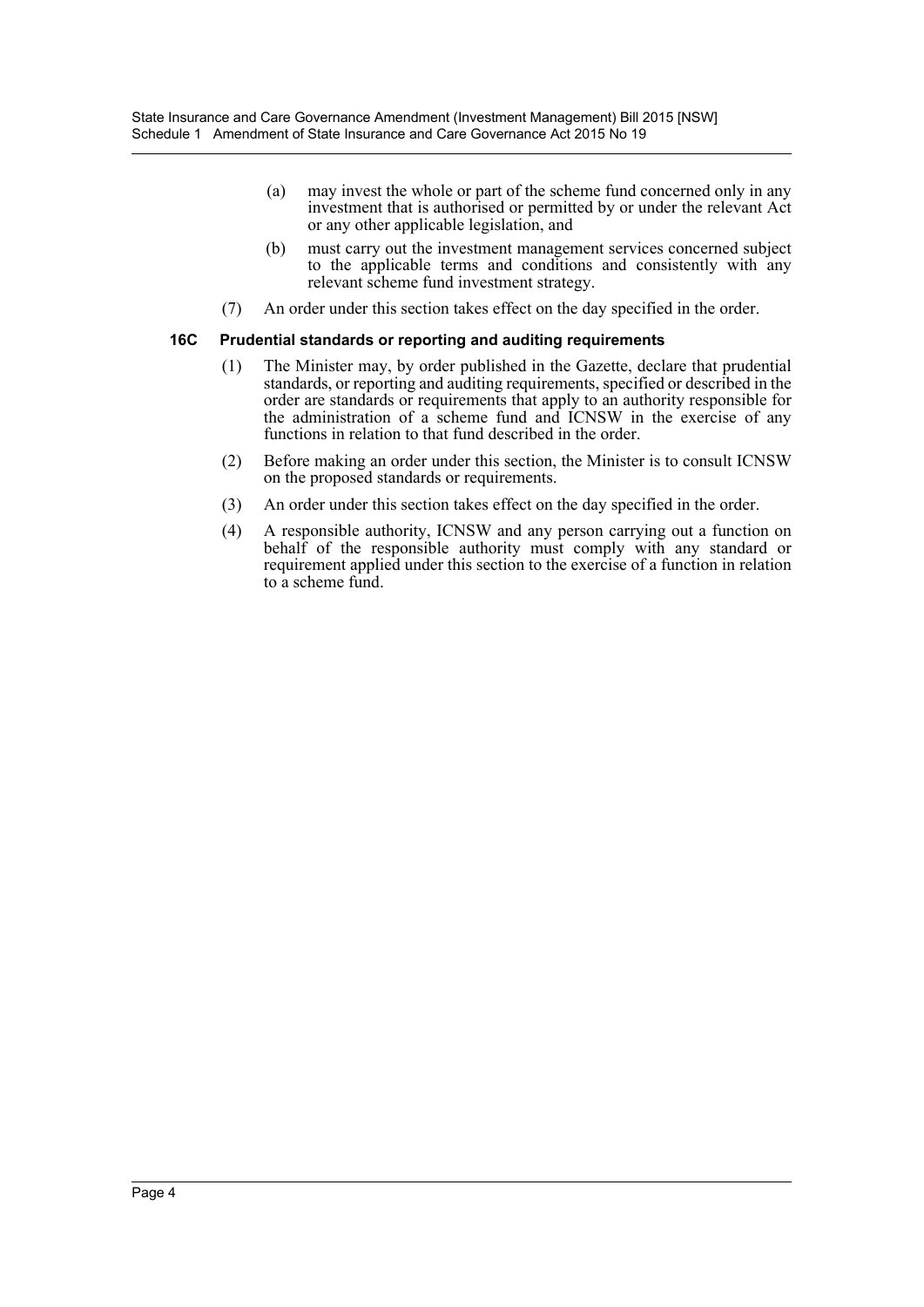(a) may invest the whole or part of the scheme fund concerned only in any investment that is authorised or permitted by or under the relevant Act or any other applicable legislation, and

(b) must carry out the investment management services concerned subject to the applicable terms and conditions and consistently with any relevant scheme fund investment strategy.

(7) An order under this section takes effect on the day specified in the order.

**16C Prudential standards or reporting and auditing requirements**

(1) The Minister may, by order published in the Gazette, declare that prudential standards, or reporting and auditing requirements, specified or described in the order are standards or requirements that apply to an authority responsible for the administration of a scheme fund and ICNSW in the exercise of any functions in relation to that fund described in the order.

(2) Before making an order under this section, the Minister is to consult ICNSW on the proposed standards or requirements.

(3) An order under this section takes effect on the day specified in the order.

(4) A responsible authority, ICNSW and any person carrying out a function on behalf of the responsible authority must comply with any standard or requirement applied under this section to the exercise of a function in relation to a scheme fund.